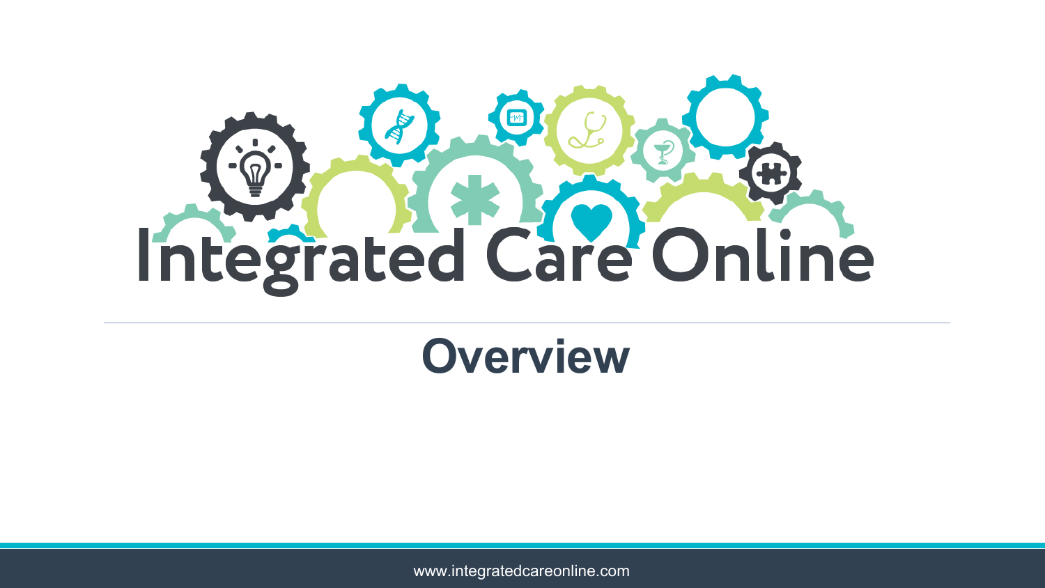# Integrated Care Online

## Overview

www.integratedcareonline.com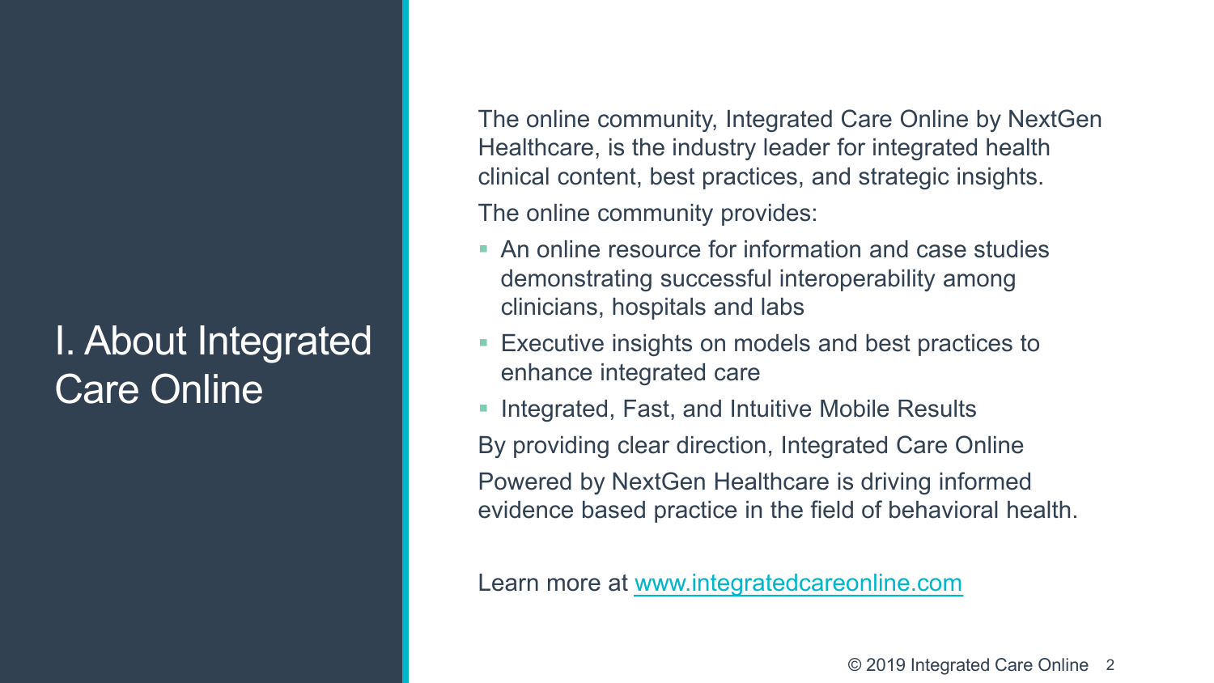# I. About Integrated Care Online

The online community, Integrated Care Online by NextGen Healthcare, is the industry leader for integrated health clinical content, best practices, and strategic insights.

The online community provides:

- An online resource for information and case studies demonstrating successful interoperability among clinicians, hospitals and labs
- Executive insights on models and best practices to enhance integrated care
- Integrated, Fast, and Intuitive Mobile Results

By providing clear direction, Integrated Care Online Powered by NextGen Healthcare is driving informed evidence based practice in the field of behavioral health.

Learn more at [www.integratedcareonline.com](http://www.integratedcareonline.com)

© 2019 Integrated Care Online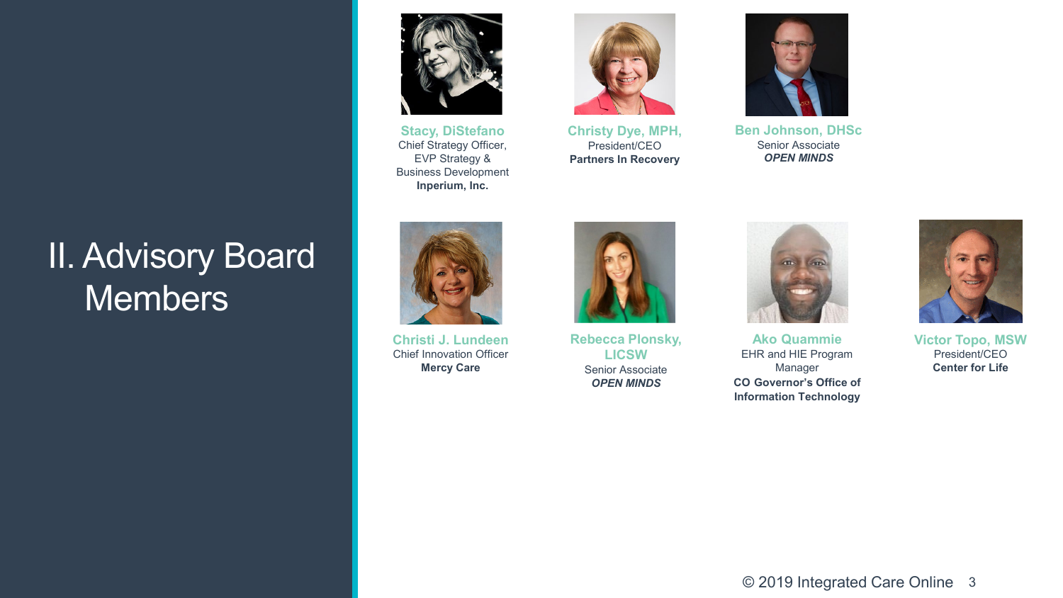# II. Advisory Board Members

**Stacy, DiStefano**
Chief Strategy Officer, EVP Strategy & Business Development
**Inperium, Inc.**

**Christy Dye, MPH,**
President/CEO
**Partners In Recovery**

**Ben Johnson, DHSc**
Senior Associate
***OPEN MINDS***

**Christi J. Lundeen**
Chief Innovation Officer
**Mercy Care**

**Rebecca Plonsky, LICSW**
Senior Associate
***OPEN MINDS***

**Ako Quammie**
EHR and HIE Program Manager
**CO Governor's Office of Information Technology**

**Victor Topo, MSW**
President/CEO
**Center for Life**

© 2019 Integrated Care Online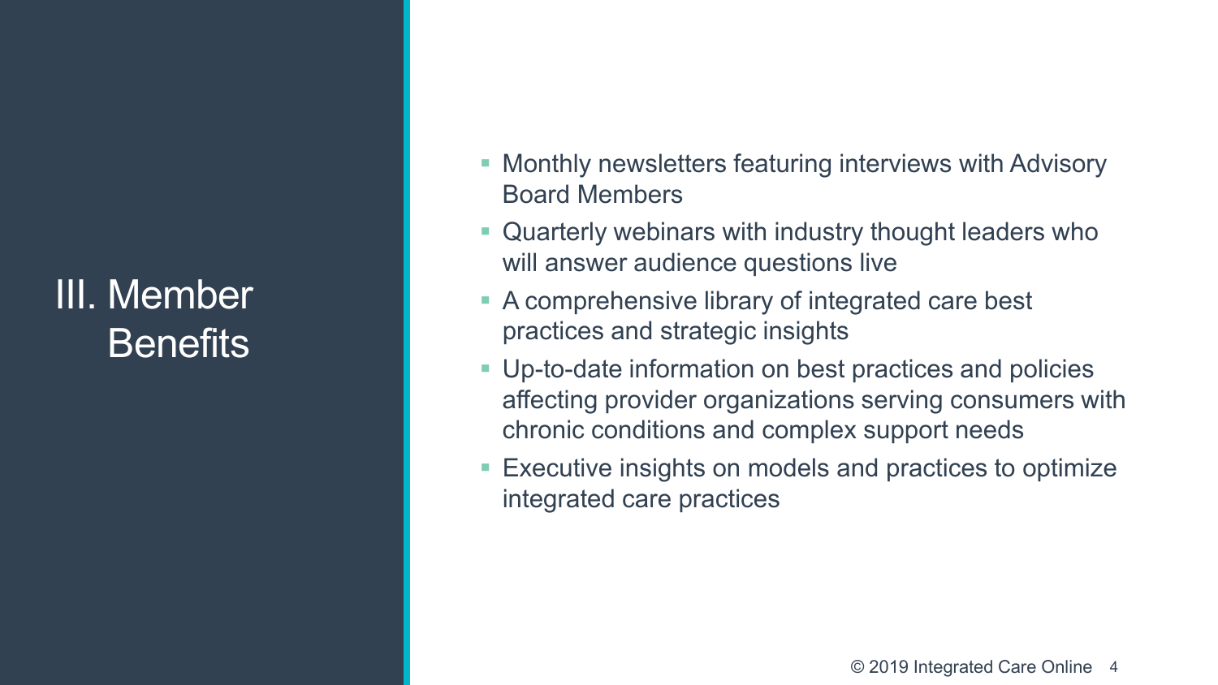# III. Member Benefits

- Monthly newsletters featuring interviews with Advisory Board Members
- Quarterly webinars with industry thought leaders who will answer audience questions live
- A comprehensive library of integrated care best practices and strategic insights
- Up-to-date information on best practices and policies affecting provider organizations serving consumers with chronic conditions and complex support needs
- Executive insights on models and practices to optimize integrated care practices

© 2019 Integrated Care Online